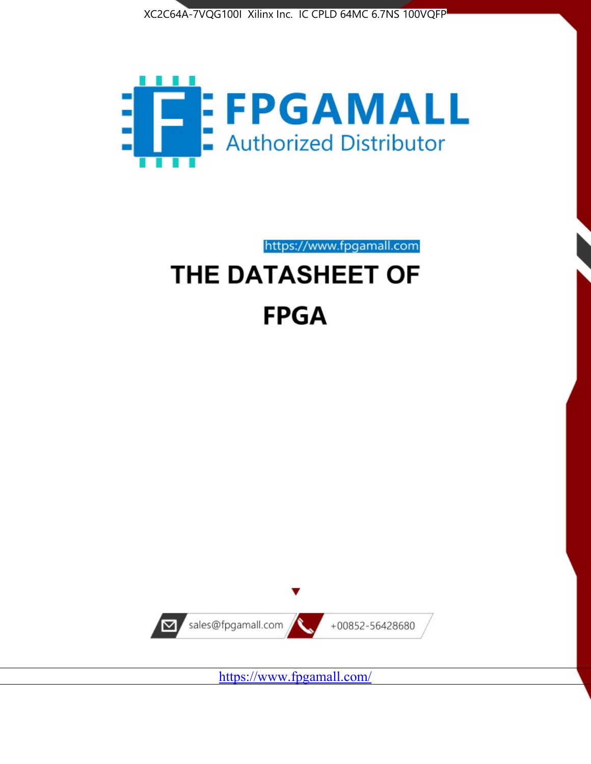XC2C64A-7VQG100I Xilinx Inc. IC CPLD 64MC 6.7NS 100VQFP

FPGAMALL

Authorized Distributor

https://www.fpgamall.com

# THE DATASHEET OF

# FPGA

sales@fpgamall.com

+00852-56428680

https://www.fpgamall.com/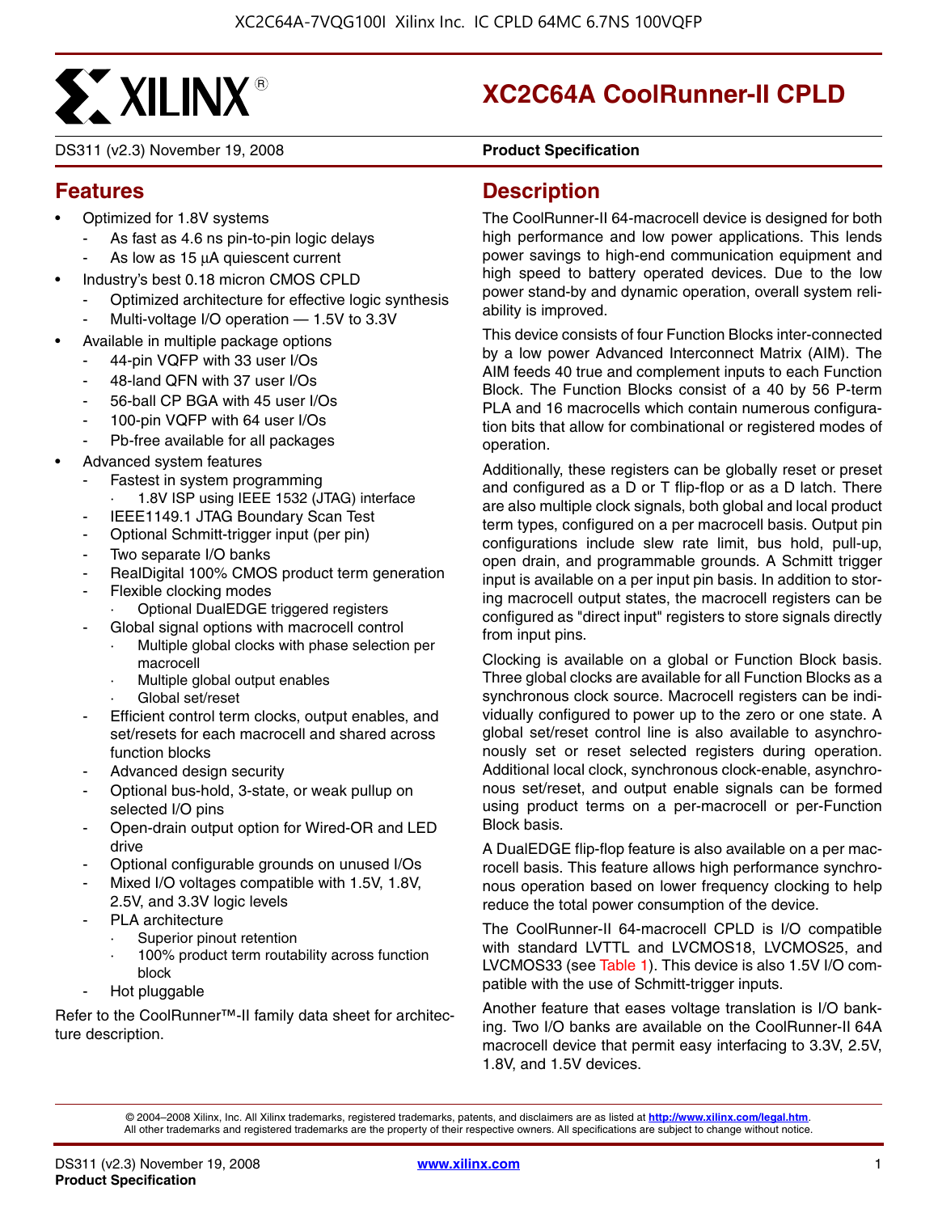# XC2C64A CoolRunner-II CPLD

DS311 (v2.3) November 19, 2008 **Product Specification**

## Features

- Optimized for 1.8V systems
  - As fast as 4.6 ns pin-to-pin logic delays
  - As low as 15 μA quiescent current
- Industry's best 0.18 micron CMOS CPLD
  - Optimized architecture for effective logic synthesis
  - Multi-voltage I/O operation — 1.5V to 3.3V
- Available in multiple package options
  - 44-pin VQFP with 33 user I/Os
  - 48-land QFN with 37 user I/Os
  - 56-ball CP BGA with 45 user I/Os
  - 100-pin VQFP with 64 user I/Os
  - Pb-free available for all packages
- Advanced system features
  - Fastest in system programming
    - 1.8V ISP using IEEE 1532 (JTAG) interface
  - IEEE1149.1 JTAG Boundary Scan Test
  - Optional Schmitt-trigger input (per pin)
  - Two separate I/O banks
  - RealDigital 100% CMOS product term generation
  - Flexible clocking modes
    - Optional DualEDGE triggered registers
  - Global signal options with macrocell control
    - Multiple global clocks with phase selection per macrocell
    - Multiple global output enables
    - Global set/reset
  - Efficient control term clocks, output enables, and set/resets for each macrocell and shared across function blocks
  - Advanced design security
  - Optional bus-hold, 3-state, or weak pullup on selected I/O pins
  - Open-drain output option for Wired-OR and LED drive
  - Optional configurable grounds on unused I/Os
  - Mixed I/O voltages compatible with 1.5V, 1.8V, 2.5V, and 3.3V logic levels
  - PLA architecture
    - Superior pinout retention
    - 100% product term routability across function block
  - Hot pluggable

Refer to the CoolRunner™-II family data sheet for architecture description.

## Description

The CoolRunner-II 64-macrocell device is designed for both high performance and low power applications. This lends power savings to high-end communication equipment and high speed to battery operated devices. Due to the low power stand-by and dynamic operation, overall system reliability is improved.

This device consists of four Function Blocks inter-connected by a low power Advanced Interconnect Matrix (AIM). The AIM feeds 40 true and complement inputs to each Function Block. The Function Blocks consist of a 40 by 56 P-term PLA and 16 macrocells which contain numerous configuration bits that allow for combinational or registered modes of operation.

Additionally, these registers can be globally reset or preset and configured as a D or T flip-flop or as a D latch. There are also multiple clock signals, both global and local product term types, configured on a per macrocell basis. Output pin configurations include slew rate limit, bus hold, pull-up, open drain, and programmable grounds. A Schmitt trigger input is available on a per input pin basis. In addition to storing macrocell output states, the macrocell registers can be configured as "direct input" registers to store signals directly from input pins.

Clocking is available on a global or Function Block basis. Three global clocks are available for all Function Blocks as a synchronous clock source. Macrocell registers can be individually configured to power up to the zero or one state. A global set/reset control line is also available to asynchronously set or reset selected registers during operation. Additional local clock, synchronous clock-enable, asynchronous set/reset, and output enable signals can be formed using product terms on a per-macrocell or per-Function Block basis.

A DualEDGE flip-flop feature is also available on a per macrocell basis. This feature allows high performance synchronous operation based on lower frequency clocking to help reduce the total power consumption of the device.

The CoolRunner-II 64-macrocell CPLD is I/O compatible with standard LVTTL and LVCMOS18, LVCMOS25, and LVCMOS33 (see Table 1). This device is also 1.5V I/O compatible with the use of Schmitt-trigger inputs.

Another feature that eases voltage translation is I/O banking. Two I/O banks are available on the CoolRunner-II 64A macrocell device that permit easy interfacing to 3.3V, 2.5V, 1.8V, and 1.5V devices.

© 2004–2008 Xilinx, Inc. All Xilinx trademarks, registered trademarks, patents, and disclaimers are as listed at http://www.xilinx.com/legal.htm. All other trademarks and registered trademarks are the property of their respective owners. All specifications are subject to change without notice.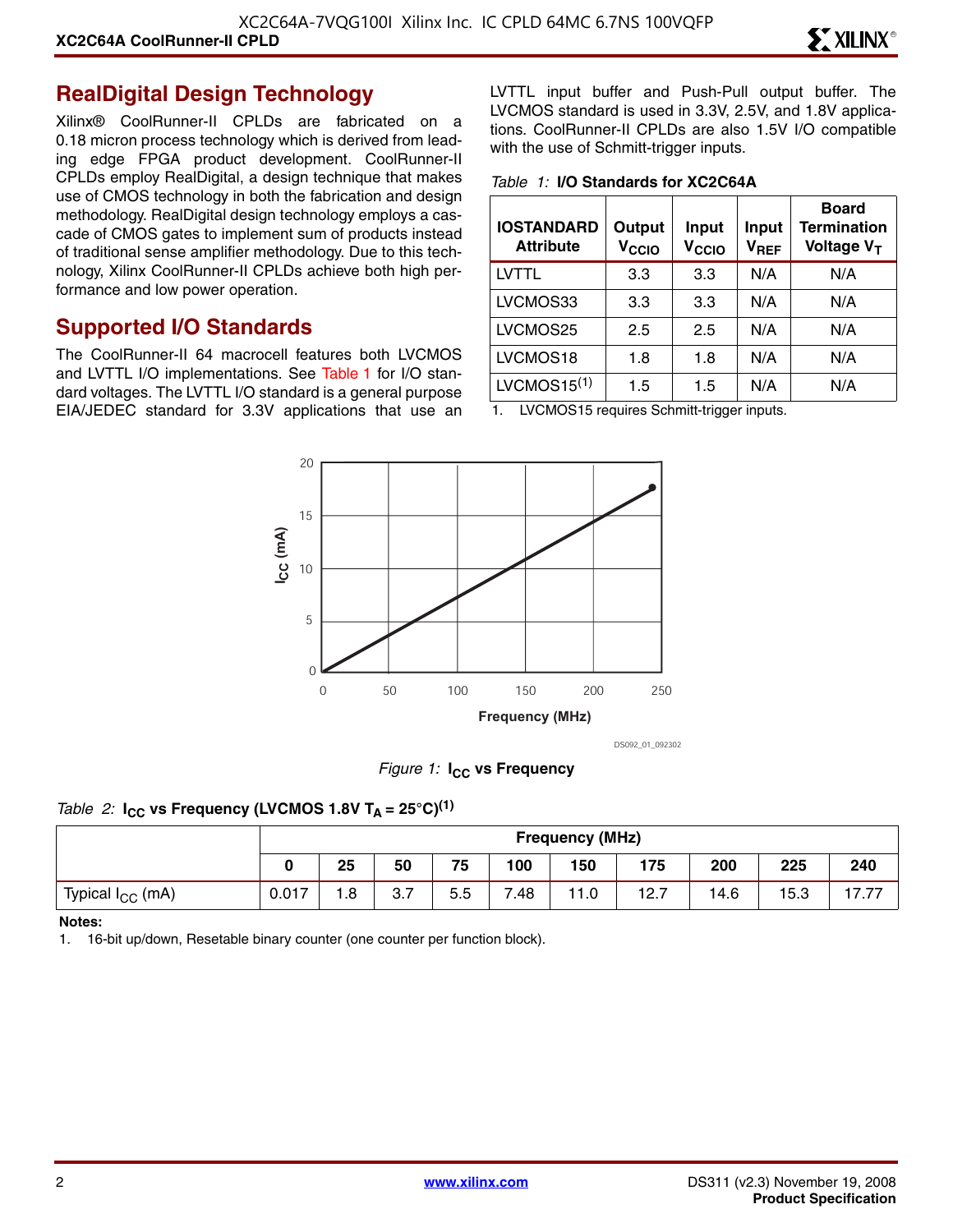## RealDigital Design Technology

Xilinx® CoolRunner-II CPLDs are fabricated on a 0.18 micron process technology which is derived from leading edge FPGA product development. CoolRunner-II CPLDs employ RealDigital, a design technique that makes use of CMOS technology in both the fabrication and design methodology. RealDigital design technology employs a cascade of CMOS gates to implement sum of products instead of traditional sense amplifier methodology. Due to this technology, Xilinx CoolRunner-II CPLDs achieve both high performance and low power operation.

## Supported I/O Standards

The CoolRunner-II 64 macrocell features both LVCMOS and LVTTL I/O implementations. See Table 1 for I/O standard voltages. The LVTTL I/O standard is a general purpose EIA/JEDEC standard for 3.3V applications that use an LVTTL input buffer and Push-Pull output buffer. The LVCMOS standard is used in 3.3V, 2.5V, and 1.8V applications. CoolRunner-II CPLDs are also 1.5V I/O compatible with the use of Schmitt-trigger inputs.

*Table 1:* **I/O Standards for XC2C64A**

| IOSTANDARD Attribute | Output $V_{CCIO}$ | Input $V_{CCIO}$ | Input $V_{REF}$ | Board Termination Voltage $V_T$ |
|---|---|---|---|---|
| LVTTL | 3.3 | 3.3 | N/A | N/A |
| LVCMOS33 | 3.3 | 3.3 | N/A | N/A |
| LVCMOS25 | 2.5 | 2.5 | N/A | N/A |
| LVCMOS18 | 1.8 | 1.8 | N/A | N/A |
| LVCMOS15[1] | 1.5 | 1.5 | N/A | N/A |

1. LVCMOS15 requires Schmitt-trigger inputs.

*Figure 1:* **$I_{CC}$ vs Frequency**

*Table 2:* **$I_{CC}$ vs Frequency (LVCMOS 1.8V $T_A$ = 25°C)[1]**

| | Frequency (MHz) | | | | | | | | | |
|---|---|---|---|---|---|---|---|---|---|---|
| | 0 | 25 | 50 | 75 | 100 | 150 | 175 | 200 | 225 | 240 |
| Typical $I_{CC}$ (mA) | 0.017 | 1.8 | 3.7 | 5.5 | 7.48 | 11.0 | 12.7 | 14.6 | 15.3 | 17.77 |

**Notes:**

1. 16-bit up/down, Resetable binary counter (one counter per function block).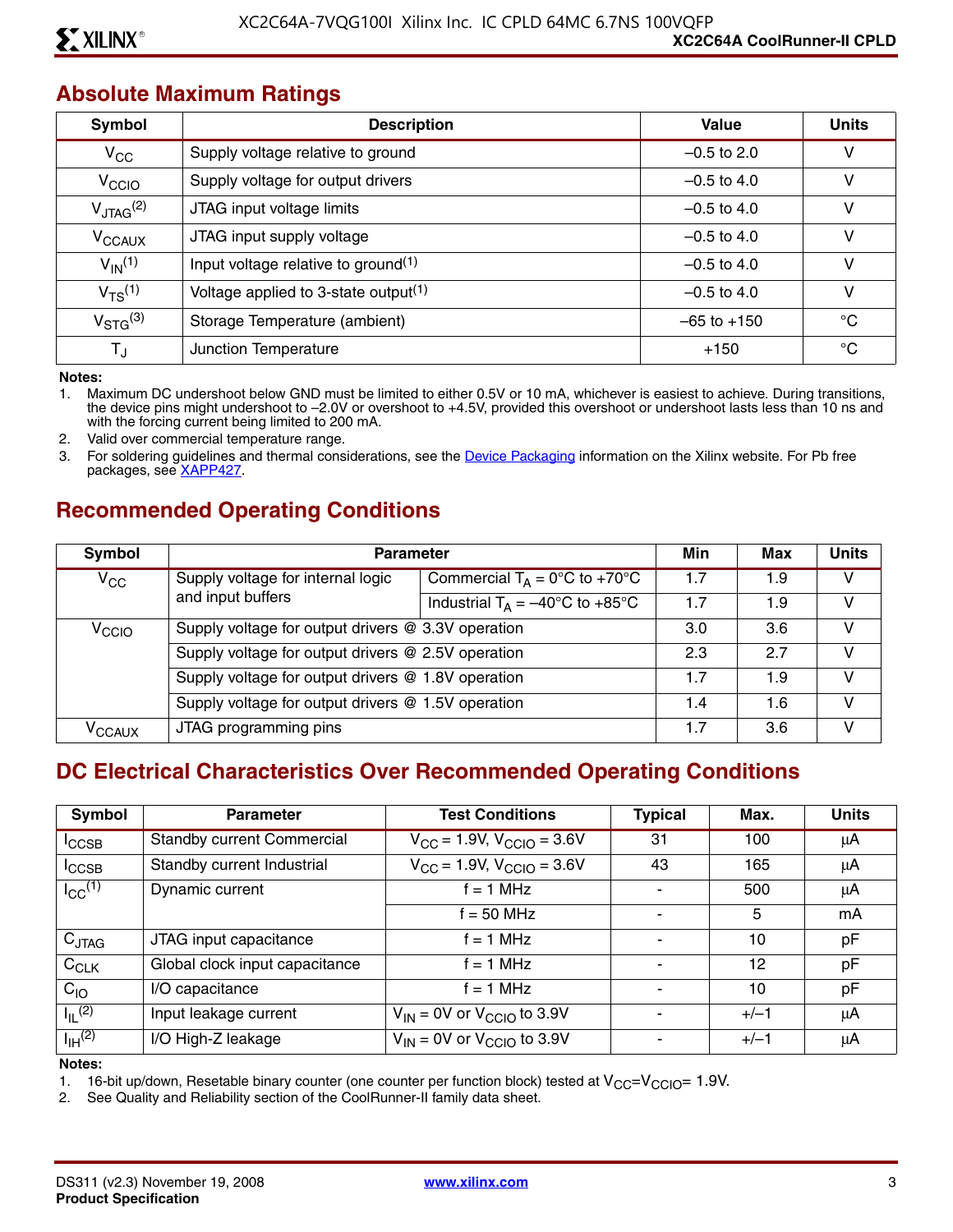## Absolute Maximum Ratings

| Symbol | Description | Value | Units |
|---|---|---|---|
| $V_{CC}$ | Supply voltage relative to ground | –0.5 to 2.0 | V |
| $V_{CCIO}$ | Supply voltage for output drivers | –0.5 to 4.0 | V |
| $V_{JTAG}$(2) | JTAG input voltage limits | –0.5 to 4.0 | V |
| $V_{CCAUX}$ | JTAG input supply voltage | –0.5 to 4.0 | V |
| $V_{IN}$(1) | Input voltage relative to ground(1) | –0.5 to 4.0 | V |
| $V_{TS}$(1) | Voltage applied to 3-state output(1) | –0.5 to 4.0 | V |
| $V_{STG}$(3) | Storage Temperature (ambient) | –65 to +150 | °C |
| $T_J$ | Junction Temperature | +150 | °C |

**Notes:**

1. Maximum DC undershoot below GND must be limited to either 0.5V or 10 mA, whichever is easiest to achieve. During transitions, the device pins might undershoot to –2.0V or overshoot to +4.5V, provided this overshoot or undershoot lasts less than 10 ns and with the forcing current being limited to 200 mA.
2. Valid over commercial temperature range.
3. For soldering guidelines and thermal considerations, see the Device Packaging information on the Xilinx website. For Pb free packages, see XAPP427.

## Recommended Operating Conditions

| Symbol | Parameter | | Min | Max | Units |
|---|---|---|---|---|---|
| $V_{CC}$ | Supply voltage for internal logic and input buffers | Commercial $T_A$ = 0°C to +70°C | 1.7 | 1.9 | V |
| | | Industrial $T_A$ = –40°C to +85°C | 1.7 | 1.9 | V |
| $V_{CCIO}$ | Supply voltage for output drivers @ 3.3V operation | | 3.0 | 3.6 | V |
| | Supply voltage for output drivers @ 2.5V operation | | 2.3 | 2.7 | V |
| | Supply voltage for output drivers @ 1.8V operation | | 1.7 | 1.9 | V |
| | Supply voltage for output drivers @ 1.5V operation | | 1.4 | 1.6 | V |
| $V_{CCAUX}$ | JTAG programming pins | | 1.7 | 3.6 | V |

## DC Electrical Characteristics Over Recommended Operating Conditions

| Symbol | Parameter | Test Conditions | Typical | Max. | Units |
|---|---|---|---|---|---|
| $I_{CCSB}$ | Standby current Commercial | $V_{CC}$ = 1.9V, $V_{CCIO}$ = 3.6V | 31 | 100 | µA |
| $I_{CCSB}$ | Standby current Industrial | $V_{CC}$ = 1.9V, $V_{CCIO}$ = 3.6V | 43 | 165 | µA |
| $I_{CC}$(1) | Dynamic current | f = 1 MHz | - | 500 | µA |
| | | f = 50 MHz | - | 5 | mA |
| $C_{JTAG}$ | JTAG input capacitance | f = 1 MHz | - | 10 | pF |
| $C_{CLK}$ | Global clock input capacitance | f = 1 MHz | - | 12 | pF |
| $C_{IO}$ | I/O capacitance | f = 1 MHz | - | 10 | pF |
| $I_{IL}$(2) | Input leakage current | $V_{IN}$ = 0V or $V_{CCIO}$ to 3.9V | - | +/–1 | µA |
| $I_{IH}$(2) | I/O High-Z leakage | $V_{IN}$ = 0V or $V_{CCIO}$ to 3.9V | - | +/–1 | µA |

**Notes:**

1. 16-bit up/down, Resetable binary counter (one counter per function block) tested at $V_{CC}$=$V_{CCIO}$= 1.9V.
2. See Quality and Reliability section of the CoolRunner-II family data sheet.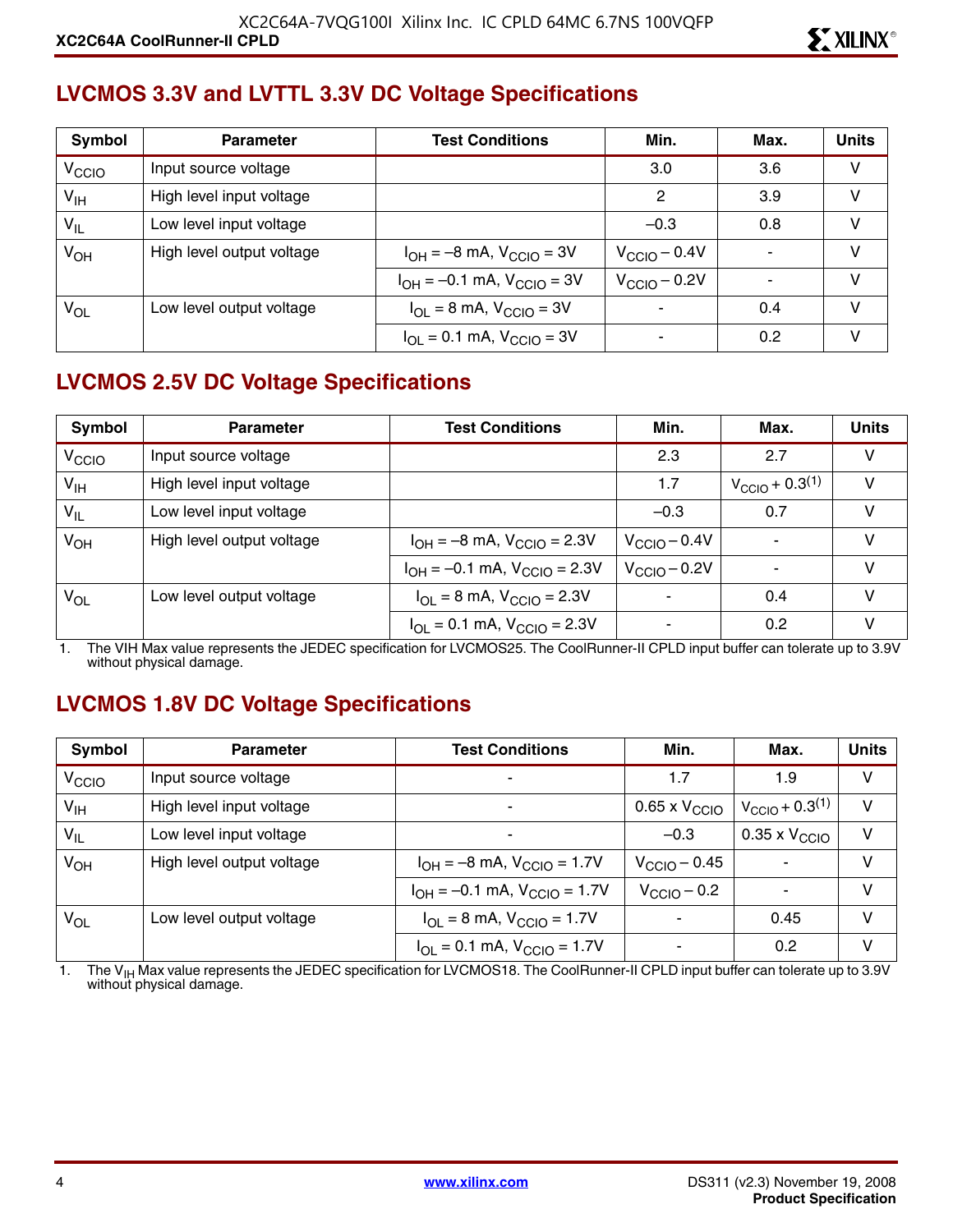## LVCMOS 3.3V and LVTTL 3.3V DC Voltage Specifications

| Symbol | Parameter | Test Conditions | Min. | Max. | Units |
|---|---|---|---|---|---|
| $V_{CCIO}$ | Input source voltage | | 3.0 | 3.6 | V |
| $V_{IH}$ | High level input voltage | | 2 | 3.9 | V |
| $V_{IL}$ | Low level input voltage | | –0.3 | 0.8 | V |
| $V_{OH}$ | High level output voltage | $I_{OH}$ = –8 mA, $V_{CCIO}$ = 3V | $V_{CCIO}$ – 0.4V | - | V |
| | | $I_{OH}$ = –0.1 mA, $V_{CCIO}$ = 3V | $V_{CCIO}$ – 0.2V | - | V |
| $V_{OL}$ | Low level output voltage | $I_{OL}$ = 8 mA, $V_{CCIO}$ = 3V | - | 0.4 | V |
| | | $I_{OL}$ = 0.1 mA, $V_{CCIO}$ = 3V | - | 0.2 | V |

## LVCMOS 2.5V DC Voltage Specifications

| Symbol | Parameter | Test Conditions | Min. | Max. | Units |
|---|---|---|---|---|---|
| $V_{CCIO}$ | Input source voltage | | 2.3 | 2.7 | V |
| $V_{IH}$ | High level input voltage | | 1.7 | $V_{CCIO}$ + 0.3[1] | V |
| $V_{IL}$ | Low level input voltage | | –0.3 | 0.7 | V |
| $V_{OH}$ | High level output voltage | $I_{OH}$ = –8 mA, $V_{CCIO}$ = 2.3V | $V_{CCIO}$ – 0.4V | - | V |
| | | $I_{OH}$ = –0.1 mA, $V_{CCIO}$ = 2.3V | $V_{CCIO}$ – 0.2V | - | V |
| $V_{OL}$ | Low level output voltage | $I_{OL}$ = 8 mA, $V_{CCIO}$ = 2.3V | - | 0.4 | V |
| | | $I_{OL}$ = 0.1 mA, $V_{CCIO}$ = 2.3V | - | 0.2 | V |

1. The VIH Max value represents the JEDEC specification for LVCMOS25. The CoolRunner-II CPLD input buffer can tolerate up to 3.9V without physical damage.

## LVCMOS 1.8V DC Voltage Specifications

| Symbol | Parameter | Test Conditions | Min. | Max. | Units |
|---|---|---|---|---|---|
| $V_{CCIO}$ | Input source voltage | - | 1.7 | 1.9 | V |
| $V_{IH}$ | High level input voltage | - | 0.65 x $V_{CCIO}$ | $V_{CCIO}$ + 0.3[1] | V |
| $V_{IL}$ | Low level input voltage | - | –0.3 | 0.35 x $V_{CCIO}$ | V |
| $V_{OH}$ | High level output voltage | $I_{OH}$ = –8 mA, $V_{CCIO}$ = 1.7V | $V_{CCIO}$ – 0.45 | - | V |
| | | $I_{OH}$ = –0.1 mA, $V_{CCIO}$ = 1.7V | $V_{CCIO}$ – 0.2 | - | V |
| $V_{OL}$ | Low level output voltage | $I_{OL}$ = 8 mA, $V_{CCIO}$ = 1.7V | - | 0.45 | V |
| | | $I_{OL}$ = 0.1 mA, $V_{CCIO}$ = 1.7V | - | 0.2 | V |

1. The $V_{IH}$ Max value represents the JEDEC specification for LVCMOS18. The CoolRunner-II CPLD input buffer can tolerate up to 3.9V without physical damage.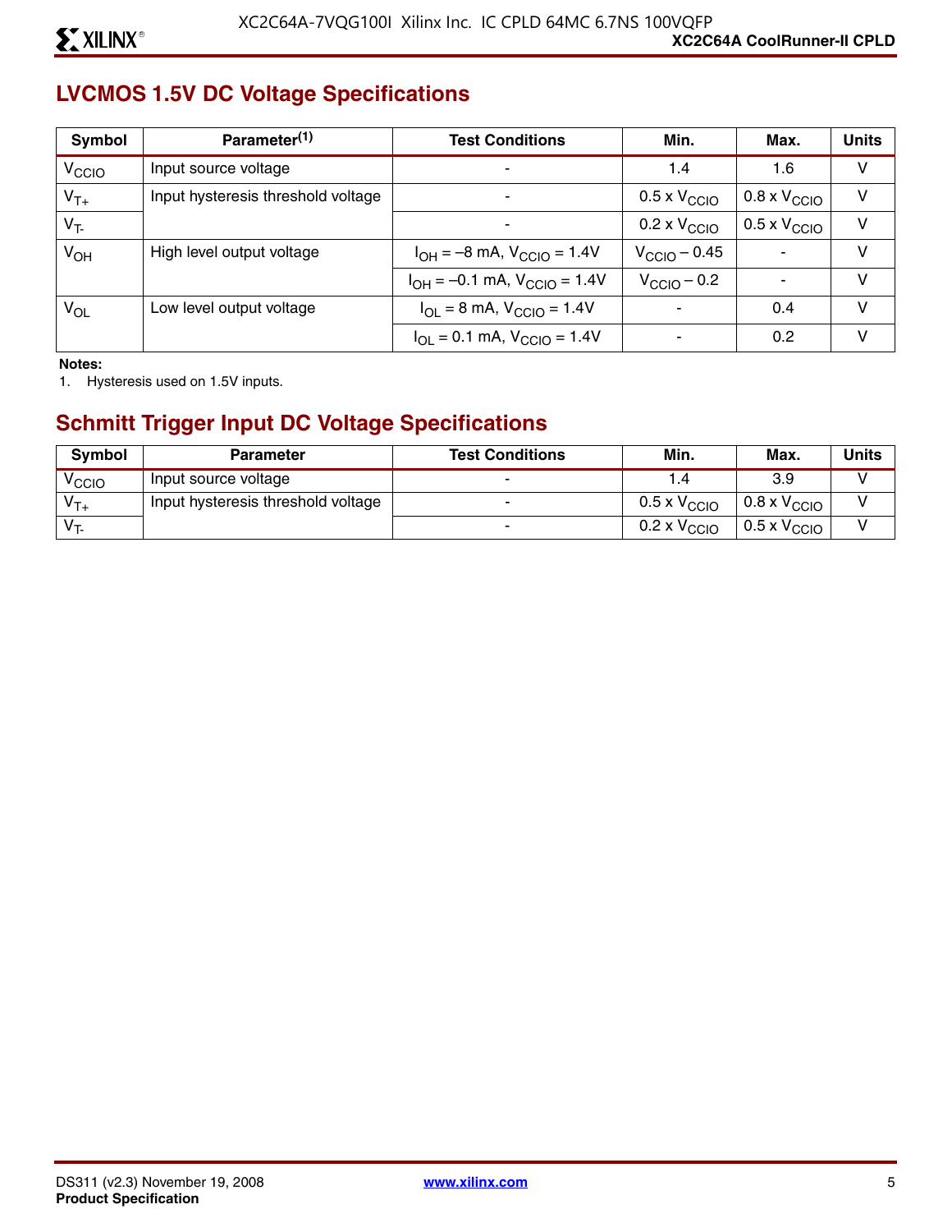## LVCMOS 1.5V DC Voltage Specifications

| Symbol | Parameter[1] | Test Conditions | Min. | Max. | Units |
|---|---|---|---|---|---|
| $V_{CCIO}$ | Input source voltage | - | 1.4 | 1.6 | V |
| $V_{T+}$ | Input hysteresis threshold voltage | - | 0.5 x $V_{CCIO}$ | 0.8 x $V_{CCIO}$ | V |
| $V_{T-}$ | | - | 0.2 x $V_{CCIO}$ | 0.5 x $V_{CCIO}$ | V |
| $V_{OH}$ | High level output voltage | $I_{OH}$ = –8 mA, $V_{CCIO}$ = 1.4V | $V_{CCIO}$ – 0.45 | - | V |
| | | $I_{OH}$ = –0.1 mA, $V_{CCIO}$ = 1.4V | $V_{CCIO}$ – 0.2 | - | V |
| $V_{OL}$ | Low level output voltage | $I_{OL}$ = 8 mA, $V_{CCIO}$ = 1.4V | - | 0.4 | V |
| | | $I_{OL}$ = 0.1 mA, $V_{CCIO}$ = 1.4V | - | 0.2 | V |

**Notes:**

1. Hysteresis used on 1.5V inputs.

## Schmitt Trigger Input DC Voltage Specifications

| Symbol | Parameter | Test Conditions | Min. | Max. | Units |
|---|---|---|---|---|---|
| $V_{CCIO}$ | Input source voltage | - | 1.4 | 3.9 | V |
| $V_{T+}$ | Input hysteresis threshold voltage | - | 0.5 x $V_{CCIO}$ | 0.8 x $V_{CCIO}$ | V |
| $V_{T-}$ | | - | 0.2 x $V_{CCIO}$ | 0.5 x $V_{CCIO}$ | V |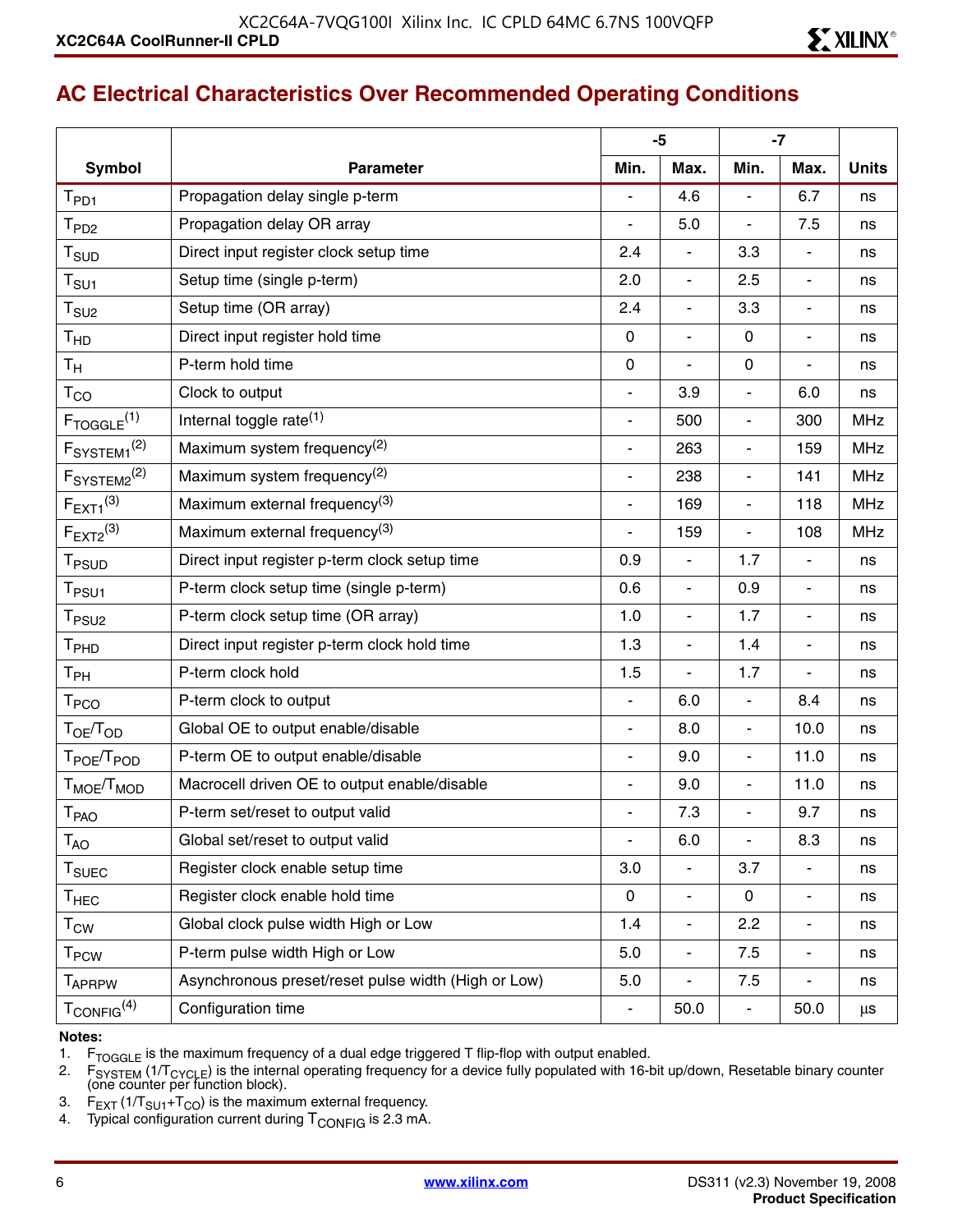## AC Electrical Characteristics Over Recommended Operating Conditions

| Symbol | Parameter | -5 | | -7 | | Units |
|---|---|---|---|---|---|---|
| | | Min. | Max. | Min. | Max. | |
| $T_{PD1}$ | Propagation delay single p-term | - | 4.6 | - | 6.7 | ns |
| $T_{PD2}$ | Propagation delay OR array | - | 5.0 | - | 7.5 | ns |
| $T_{SUD}$ | Direct input register clock setup time | 2.4 | - | 3.3 | - | ns |
| $T_{SU1}$ | Setup time (single p-term) | 2.0 | - | 2.5 | - | ns |
| $T_{SU2}$ | Setup time (OR array) | 2.4 | - | 3.3 | - | ns |
| $T_{HD}$ | Direct input register hold time | 0 | - | 0 | - | ns |
| $T_{H}$ | P-term hold time | 0 | - | 0 | - | ns |
| $T_{CO}$ | Clock to output | - | 3.9 | - | 6.0 | ns |
| $F_{TOGGLE}$[(1)] | Internal toggle rate[(1)] | - | 500 | - | 300 | MHz |
| $F_{SYSTEM1}$[(2)] | Maximum system frequency[(2)] | - | 263 | - | 159 | MHz |
| $F_{SYSTEM2}$[(2)] | Maximum system frequency[(2)] | - | 238 | - | 141 | MHz |
| $F_{EXT1}$[(3)] | Maximum external frequency[(3)] | - | 169 | - | 118 | MHz |
| $F_{EXT2}$[(3)] | Maximum external frequency[(3)] | - | 159 | - | 108 | MHz |
| $T_{PSUD}$ | Direct input register p-term clock setup time | 0.9 | - | 1.7 | - | ns |
| $T_{PSU1}$ | P-term clock setup time (single p-term) | 0.6 | - | 0.9 | - | ns |
| $T_{PSU2}$ | P-term clock setup time (OR array) | 1.0 | - | 1.7 | - | ns |
| $T_{PHD}$ | Direct input register p-term clock hold time | 1.3 | - | 1.4 | - | ns |
| $T_{PH}$ | P-term clock hold | 1.5 | - | 1.7 | - | ns |
| $T_{PCO}$ | P-term clock to output | - | 6.0 | - | 8.4 | ns |
| $T_{OE}/T_{OD}$ | Global OE to output enable/disable | - | 8.0 | - | 10.0 | ns |
| $T_{POE}/T_{POD}$ | P-term OE to output enable/disable | - | 9.0 | - | 11.0 | ns |
| $T_{MOE}/T_{MOD}$ | Macrocell driven OE to output enable/disable | - | 9.0 | - | 11.0 | ns |
| $T_{PAO}$ | P-term set/reset to output valid | - | 7.3 | - | 9.7 | ns |
| $T_{AO}$ | Global set/reset to output valid | - | 6.0 | - | 8.3 | ns |
| $T_{SUEC}$ | Register clock enable setup time | 3.0 | - | 3.7 | - | ns |
| $T_{HEC}$ | Register clock enable hold time | 0 | - | 0 | - | ns |
| $T_{CW}$ | Global clock pulse width High or Low | 1.4 | - | 2.2 | - | ns |
| $T_{PCW}$ | P-term pulse width High or Low | 5.0 | - | 7.5 | - | ns |
| $T_{APRPW}$ | Asynchronous preset/reset pulse width (High or Low) | 5.0 | - | 7.5 | - | ns |
| $T_{CONFIG}$[(4)] | Configuration time | - | 50.0 | - | 50.0 | µs |

**Notes:**

1. $F_{TOGGLE}$ is the maximum frequency of a dual edge triggered T flip-flop with output enabled.
2. $F_{SYSTEM}$ ($1/T_{CYCLE}$) is the internal operating frequency for a device fully populated with 16-bit up/down, Resetable binary counter (one counter per function block).
3. $F_{EXT}$ ($1/T_{SU1}+T_{CO}$) is the maximum external frequency.
4. Typical configuration current during $T_{CONFIG}$ is 2.3 mA.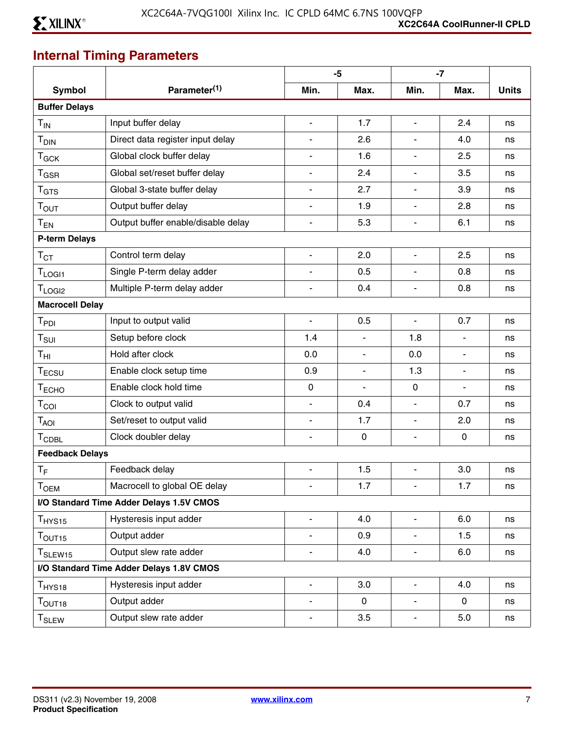## Internal Timing Parameters

| Symbol | Parameter(1) | -5 | | -7 | | Units |
|---|---|---|---|---|---|---|
| | | Min. | Max. | Min. | Max. | |
| **Buffer Delays** | | | | | | |
| $T_{IN}$ | Input buffer delay | - | 1.7 | - | 2.4 | ns |
| $T_{DIN}$ | Direct data register input delay | - | 2.6 | - | 4.0 | ns |
| $T_{GCK}$ | Global clock buffer delay | - | 1.6 | - | 2.5 | ns |
| $T_{GSR}$ | Global set/reset buffer delay | - | 2.4 | - | 3.5 | ns |
| $T_{GTS}$ | Global 3-state buffer delay | - | 2.7 | - | 3.9 | ns |
| $T_{OUT}$ | Output buffer delay | - | 1.9 | - | 2.8 | ns |
| $T_{EN}$ | Output buffer enable/disable delay | - | 5.3 | - | 6.1 | ns |
| **P-term Delays** | | | | | | |
| $T_{CT}$ | Control term delay | - | 2.0 | - | 2.5 | ns |
| $T_{LOGI1}$ | Single P-term delay adder | - | 0.5 | - | 0.8 | ns |
| $T_{LOGI2}$ | Multiple P-term delay adder | - | 0.4 | - | 0.8 | ns |
| **Macrocell Delay** | | | | | | |
| $T_{PDI}$ | Input to output valid | - | 0.5 | - | 0.7 | ns |
| $T_{SUI}$ | Setup before clock | 1.4 | - | 1.8 | - | ns |
| $T_{HI}$ | Hold after clock | 0.0 | - | 0.0 | - | ns |
| $T_{ECSU}$ | Enable clock setup time | 0.9 | - | 1.3 | - | ns |
| $T_{ECHO}$ | Enable clock hold time | 0 | - | 0 | - | ns |
| $T_{COI}$ | Clock to output valid | - | 0.4 | - | 0.7 | ns |
| $T_{AOI}$ | Set/reset to output valid | - | 1.7 | - | 2.0 | ns |
| $T_{CDBL}$ | Clock doubler delay | - | 0 | - | 0 | ns |
| **Feedback Delays** | | | | | | |
| $T_{F}$ | Feedback delay | - | 1.5 | - | 3.0 | ns |
| $T_{OEM}$ | Macrocell to global OE delay | - | 1.7 | - | 1.7 | ns |
| **I/O Standard Time Adder Delays 1.5V CMOS** | | | | | | |
| $T_{HYS15}$ | Hysteresis input adder | - | 4.0 | - | 6.0 | ns |
| $T_{OUT15}$ | Output adder | - | 0.9 | - | 1.5 | ns |
| $T_{SLEW15}$ | Output slew rate adder | - | 4.0 | - | 6.0 | ns |
| **I/O Standard Time Adder Delays 1.8V CMOS** | | | | | | |
| $T_{HYS18}$ | Hysteresis input adder | - | 3.0 | - | 4.0 | ns |
| $T_{OUT18}$ | Output adder | - | 0 | - | 0 | ns |
| $T_{SLEW}$ | Output slew rate adder | - | 3.5 | - | 5.0 | ns |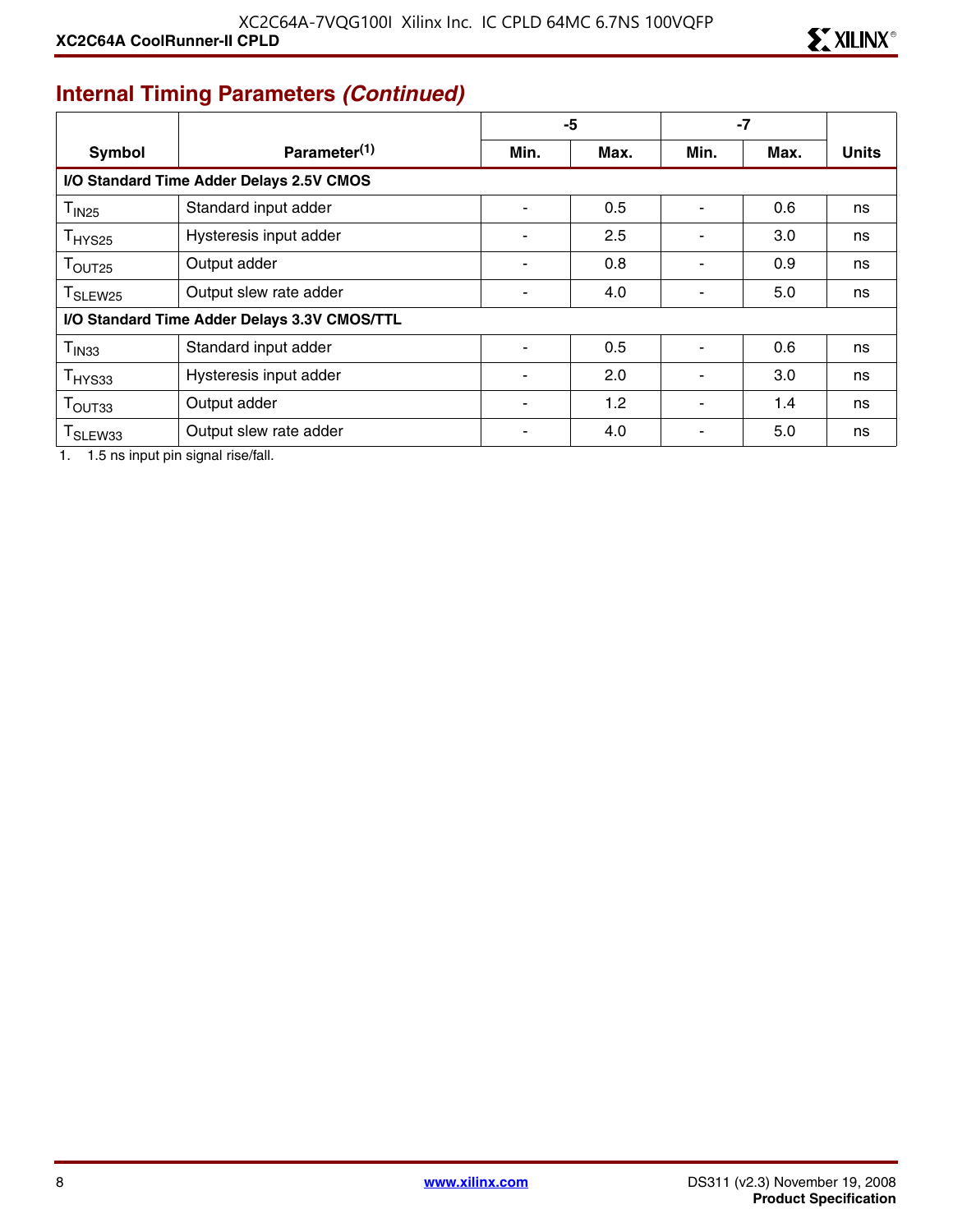## Internal Timing Parameters *(Continued)*

| Symbol | Parameter[1] | -5 | | -7 | | Units |
|---|---|---|---|---|---|---|
| | | Min. | Max. | Min. | Max. | |
| **I/O Standard Time Adder Delays 2.5V CMOS** | | | | | | |
| $T_{IN25}$ | Standard input adder | - | 0.5 | - | 0.6 | ns |
| $T_{HYS25}$ | Hysteresis input adder | - | 2.5 | - | 3.0 | ns |
| $T_{OUT25}$ | Output adder | - | 0.8 | - | 0.9 | ns |
| $T_{SLEW25}$ | Output slew rate adder | - | 4.0 | - | 5.0 | ns |
| **I/O Standard Time Adder Delays 3.3V CMOS/TTL** | | | | | | |
| $T_{IN33}$ | Standard input adder | - | 0.5 | - | 0.6 | ns |
| $T_{HYS33}$ | Hysteresis input adder | - | 2.0 | - | 3.0 | ns |
| $T_{OUT33}$ | Output adder | - | 1.2 | - | 1.4 | ns |
| $T_{SLEW33}$ | Output slew rate adder | - | 4.0 | - | 5.0 | ns |

1. 1.5 ns input pin signal rise/fall.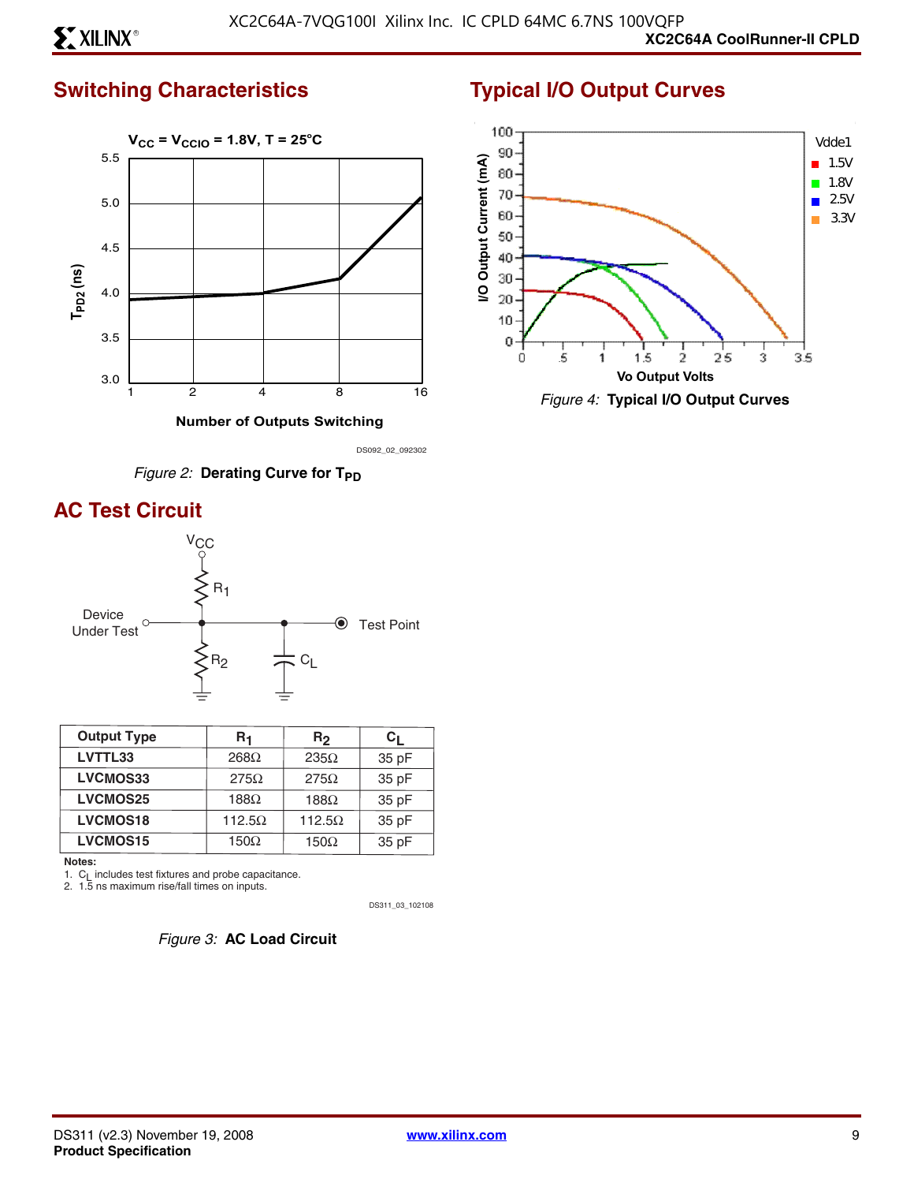## Switching Characteristics

Figure 2: **Derating Curve for $T_{PD}$**

## AC Test Circuit

Figure 3: **AC Load Circuit**

| Output Type | $R_1$ | $R_2$ | $C_L$ |
|---|---|---|---|
| **LVTTL33** | 268Ω | 235Ω | 35 pF |
| **LVCMOS33** | 275Ω | 275Ω | 35 pF |
| **LVCMOS25** | 188Ω | 188Ω | 35 pF |
| **LVCMOS18** | 112.5Ω | 112.5Ω | 35 pF |
| **LVCMOS15** | 150Ω | 150Ω | 35 pF |

**Notes:**
1. $C_L$ includes test fixtures and probe capacitance.
2. 1.5 ns maximum rise/fall times on inputs.

## Typical I/O Output Curves

Figure 4: **Typical I/O Output Curves**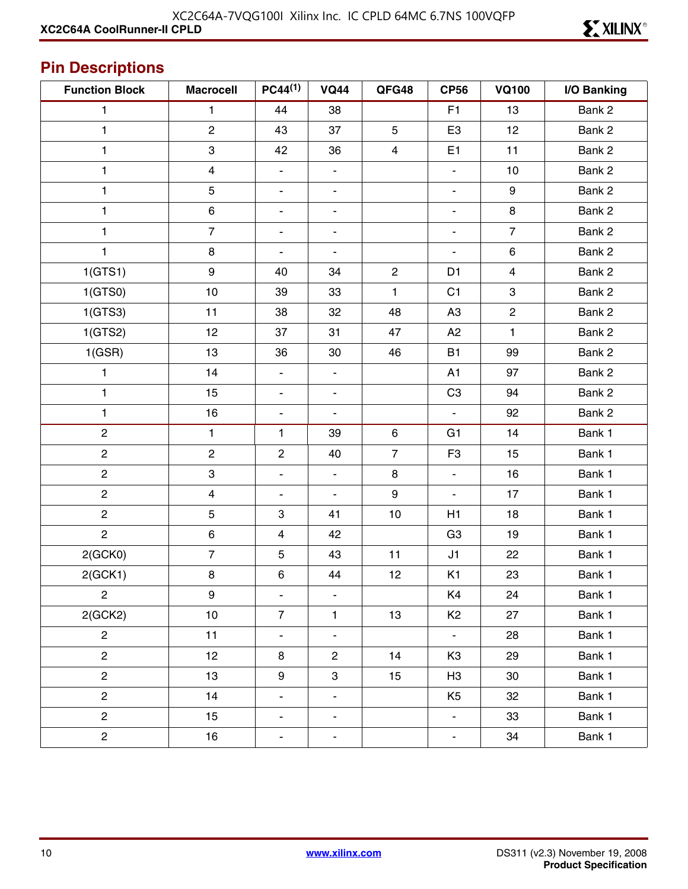## Pin Descriptions

| Function Block | Macrocell | PC44[1] | VQ44 | QFG48 | CP56 | VQ100 | I/O Banking |
|---|---|---|---|---|---|---|---|
| 1 | 1 | 44 | 38 | | F1 | 13 | Bank 2 |
| 1 | 2 | 43 | 37 | 5 | E3 | 12 | Bank 2 |
| 1 | 3 | 42 | 36 | 4 | E1 | 11 | Bank 2 |
| 1 | 4 | - | - | | - | 10 | Bank 2 |
| 1 | 5 | - | - | | - | 9 | Bank 2 |
| 1 | 6 | - | - | | - | 8 | Bank 2 |
| 1 | 7 | - | - | | - | 7 | Bank 2 |
| 1 | 8 | - | - | | - | 6 | Bank 2 |
| 1(GTS1) | 9 | 40 | 34 | 2 | D1 | 4 | Bank 2 |
| 1(GTS0) | 10 | 39 | 33 | 1 | C1 | 3 | Bank 2 |
| 1(GTS3) | 11 | 38 | 32 | 48 | A3 | 2 | Bank 2 |
| 1(GTS2) | 12 | 37 | 31 | 47 | A2 | 1 | Bank 2 |
| 1(GSR) | 13 | 36 | 30 | 46 | B1 | 99 | Bank 2 |
| 1 | 14 | - | - | | A1 | 97 | Bank 2 |
| 1 | 15 | - | - | | C3 | 94 | Bank 2 |
| 1 | 16 | - | - | | - | 92 | Bank 2 |
| 2 | 1 | 1 | 39 | 6 | G1 | 14 | Bank 1 |
| 2 | 2 | 2 | 40 | 7 | F3 | 15 | Bank 1 |
| 2 | 3 | - | - | 8 | - | 16 | Bank 1 |
| 2 | 4 | - | - | 9 | - | 17 | Bank 1 |
| 2 | 5 | 3 | 41 | 10 | H1 | 18 | Bank 1 |
| 2 | 6 | 4 | 42 | | G3 | 19 | Bank 1 |
| 2(GCK0) | 7 | 5 | 43 | 11 | J1 | 22 | Bank 1 |
| 2(GCK1) | 8 | 6 | 44 | 12 | K1 | 23 | Bank 1 |
| 2 | 9 | - | - | | K4 | 24 | Bank 1 |
| 2(GCK2) | 10 | 7 | 1 | 13 | K2 | 27 | Bank 1 |
| 2 | 11 | - | - | | - | 28 | Bank 1 |
| 2 | 12 | 8 | 2 | 14 | K3 | 29 | Bank 1 |
| 2 | 13 | 9 | 3 | 15 | H3 | 30 | Bank 1 |
| 2 | 14 | - | - | | K5 | 32 | Bank 1 |
| 2 | 15 | - | - | | - | 33 | Bank 1 |
| 2 | 16 | - | - | | - | 34 | Bank 1 |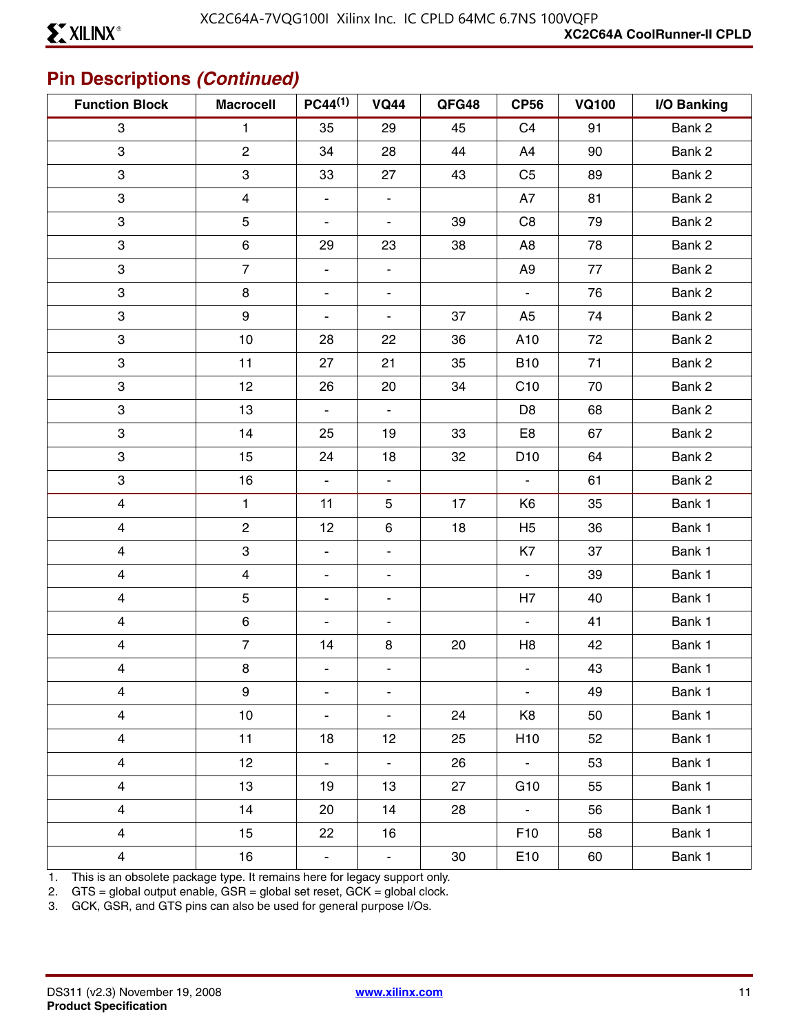## Pin Descriptions *(Continued)*

| Function Block | Macrocell | PC44[(1)] | VQ44 | QFG48 | CP56 | VQ100 | I/O Banking |
|---|---|---|---|---|---|---|---|
| 3 | 1 | 35 | 29 | 45 | C4 | 91 | Bank 2 |
| 3 | 2 | 34 | 28 | 44 | A4 | 90 | Bank 2 |
| 3 | 3 | 33 | 27 | 43 | C5 | 89 | Bank 2 |
| 3 | 4 | - | - | | A7 | 81 | Bank 2 |
| 3 | 5 | - | - | 39 | C8 | 79 | Bank 2 |
| 3 | 6 | 29 | 23 | 38 | A8 | 78 | Bank 2 |
| 3 | 7 | - | - | | A9 | 77 | Bank 2 |
| 3 | 8 | - | - | | - | 76 | Bank 2 |
| 3 | 9 | - | - | 37 | A5 | 74 | Bank 2 |
| 3 | 10 | 28 | 22 | 36 | A10 | 72 | Bank 2 |
| 3 | 11 | 27 | 21 | 35 | B10 | 71 | Bank 2 |
| 3 | 12 | 26 | 20 | 34 | C10 | 70 | Bank 2 |
| 3 | 13 | - | - | | D8 | 68 | Bank 2 |
| 3 | 14 | 25 | 19 | 33 | E8 | 67 | Bank 2 |
| 3 | 15 | 24 | 18 | 32 | D10 | 64 | Bank 2 |
| 3 | 16 | - | - | | - | 61 | Bank 2 |
| 4 | 1 | 11 | 5 | 17 | K6 | 35 | Bank 1 |
| 4 | 2 | 12 | 6 | 18 | H5 | 36 | Bank 1 |
| 4 | 3 | - | - | | K7 | 37 | Bank 1 |
| 4 | 4 | - | - | | - | 39 | Bank 1 |
| 4 | 5 | - | - | | H7 | 40 | Bank 1 |
| 4 | 6 | - | - | | - | 41 | Bank 1 |
| 4 | 7 | 14 | 8 | 20 | H8 | 42 | Bank 1 |
| 4 | 8 | - | - | | - | 43 | Bank 1 |
| 4 | 9 | - | - | | - | 49 | Bank 1 |
| 4 | 10 | - | - | 24 | K8 | 50 | Bank 1 |
| 4 | 11 | 18 | 12 | 25 | H10 | 52 | Bank 1 |
| 4 | 12 | - | - | 26 | - | 53 | Bank 1 |
| 4 | 13 | 19 | 13 | 27 | G10 | 55 | Bank 1 |
| 4 | 14 | 20 | 14 | 28 | - | 56 | Bank 1 |
| 4 | 15 | 22 | 16 | | F10 | 58 | Bank 1 |
| 4 | 16 | - | - | 30 | E10 | 60 | Bank 1 |

1. This is an obsolete package type. It remains here for legacy support only.
2. GTS = global output enable, GSR = global set reset, GCK = global clock.
3. GCK, GSR, and GTS pins can also be used for general purpose I/Os.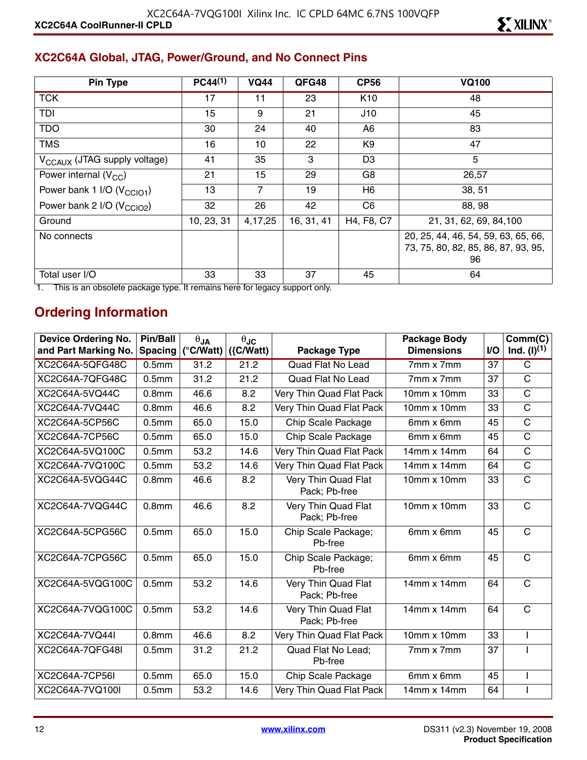## XC2C64A Global, JTAG, Power/Ground, and No Connect Pins

| Pin Type | PC44[(1)] | VQ44 | QFG48 | CP56 | VQ100 |
|---|---|---|---|---|---|
| TCK | 17 | 11 | 23 | K10 | 48 |
| TDI | 15 | 9 | 21 | J10 | 45 |
| TDO | 30 | 24 | 40 | A6 | 83 |
| TMS | 16 | 10 | 22 | K9 | 47 |
| $V_{CCAUX}$ (JTAG supply voltage) | 41 | 35 | 3 | D3 | 5 |
| Power internal ($V_{CC}$) | 21 | 15 | 29 | G8 | 26,57 |
| Power bank 1 I/O ($V_{CCIO1}$) | 13 | 7 | 19 | H6 | 38, 51 |
| Power bank 2 I/O ($V_{CCIO2}$) | 32 | 26 | 42 | C6 | 88, 98 |
| Ground | 10, 23, 31 | 4,17,25 | 16, 31, 41 | H4, F8, C7 | 21, 31, 62, 69, 84,100 |
| No connects | | | | | 20, 25, 44, 46, 54, 59, 63, 65, 66, 73, 75, 80, 82, 85, 86, 87, 93, 95, 96 |
| Total user I/O | 33 | 33 | 37 | 45 | 64 |

1. This is an obsolete package type. It remains here for legacy support only.

## Ordering Information

| Device Ordering No. and Part Marking No. | Pin/Ball Spacing | $\theta_{JA}$ (°C/Watt) | $\theta_{JC}$ ({C/Watt) | Package Type | Package Body Dimensions | I/O | Comm(C) Ind. (I)[(1)] |
|---|---|---|---|---|---|---|---|
| XC2C64A-5QFG48C | 0.5mm | 31.2 | 21.2 | Quad Flat No Lead | 7mm x 7mm | 37 | C |
| XC2C64A-7QFG48C | 0.5mm | 31.2 | 21.2 | Quad Flat No Lead | 7mm x 7mm | 37 | C |
| XC2C64A-5VQ44C | 0.8mm | 46.6 | 8.2 | Very Thin Quad Flat Pack | 10mm x 10mm | 33 | C |
| XC2C64A-7VQ44C | 0.8mm | 46.6 | 8.2 | Very Thin Quad Flat Pack | 10mm x 10mm | 33 | C |
| XC2C64A-5CP56C | 0.5mm | 65.0 | 15.0 | Chip Scale Package | 6mm x 6mm | 45 | C |
| XC2C64A-7CP56C | 0.5mm | 65.0 | 15.0 | Chip Scale Package | 6mm x 6mm | 45 | C |
| XC2C64A-5VQ100C | 0.5mm | 53.2 | 14.6 | Very Thin Quad Flat Pack | 14mm x 14mm | 64 | C |
| XC2C64A-7VQ100C | 0.5mm | 53.2 | 14.6 | Very Thin Quad Flat Pack | 14mm x 14mm | 64 | C |
| XC2C64A-5VQG44C | 0.8mm | 46.6 | 8.2 | Very Thin Quad Flat Pack; Pb-free | 10mm x 10mm | 33 | C |
| XC2C64A-7VQG44C | 0.8mm | 46.6 | 8.2 | Very Thin Quad Flat Pack; Pb-free | 10mm x 10mm | 33 | C |
| XC2C64A-5CPG56C | 0.5mm | 65.0 | 15.0 | Chip Scale Package; Pb-free | 6mm x 6mm | 45 | C |
| XC2C64A-7CPG56C | 0.5mm | 65.0 | 15.0 | Chip Scale Package; Pb-free | 6mm x 6mm | 45 | C |
| XC2C64A-5VQG100C | 0.5mm | 53.2 | 14.6 | Very Thin Quad Flat Pack; Pb-free | 14mm x 14mm | 64 | C |
| XC2C64A-7VQG100C | 0.5mm | 53.2 | 14.6 | Very Thin Quad Flat Pack; Pb-free | 14mm x 14mm | 64 | C |
| XC2C64A-7VQ44I | 0.8mm | 46.6 | 8.2 | Very Thin Quad Flat Pack | 10mm x 10mm | 33 | I |
| XC2C64A-7QFG48I | 0.5mm | 31.2 | 21.2 | Quad Flat No Lead; Pb-free | 7mm x 7mm | 37 | I |
| XC2C64A-7CP56I | 0.5mm | 65.0 | 15.0 | Chip Scale Package | 6mm x 6mm | 45 | I |
| XC2C64A-7VQ100I | 0.5mm | 53.2 | 14.6 | Very Thin Quad Flat Pack | 14mm x 14mm | 64 | I |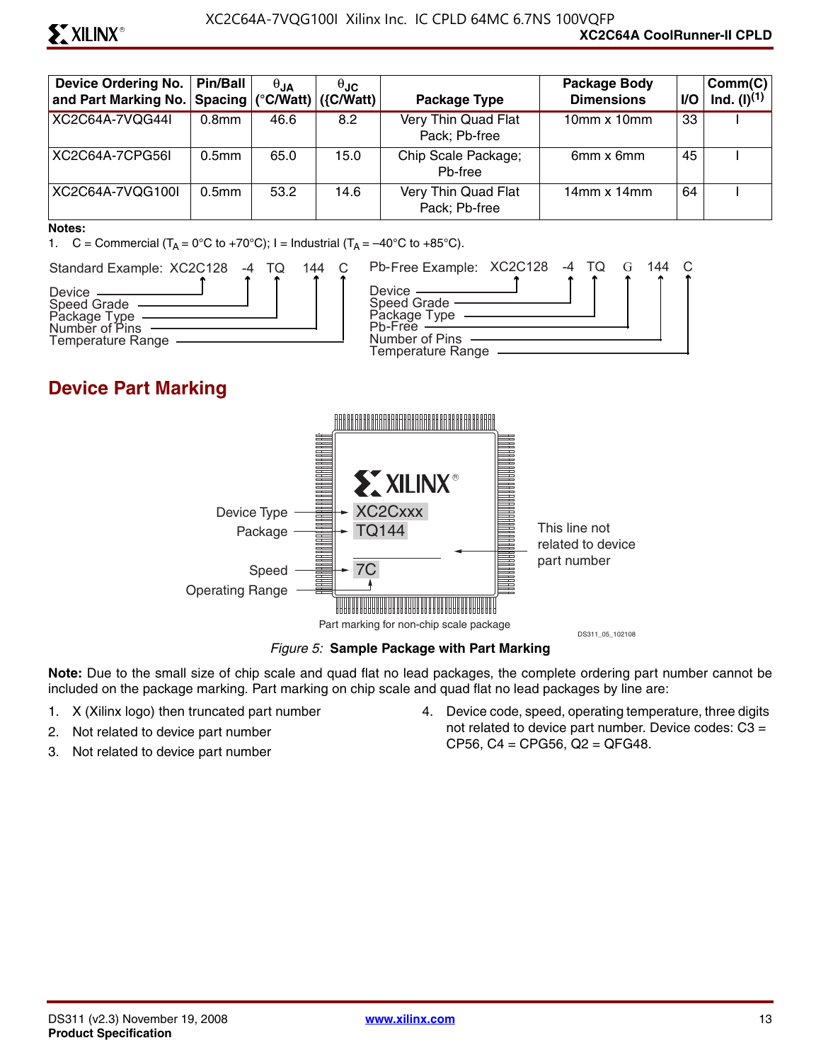| Device Ordering No. and Part Marking No. | Pin/Ball Spacing | $\theta_{JA}$ (°C/Watt) | $\theta_{JC}$ ({C/Watt) | Package Type | Package Body Dimensions | I/O | Comm(C) Ind. (I)[1] |
|---|---|---|---|---|---|---|---|
| XC2C64A-7VQG44I | 0.8mm | 46.6 | 8.2 | Very Thin Quad Flat Pack; Pb-free | 10mm x 10mm | 33 | I |
| XC2C64A-7CPG56I | 0.5mm | 65.0 | 15.0 | Chip Scale Package; Pb-free | 6mm x 6mm | 45 | I |
| XC2C64A-7VQG100I | 0.5mm | 53.2 | 14.6 | Very Thin Quad Flat Pack; Pb-free | 14mm x 14mm | 64 | I |

**Notes:**

1. C = Commercial ($T_A$ = 0°C to +70°C); I = Industrial ($T_A$ = –40°C to +85°C).

Standard Example: XC2C128 -4 TQ 144 C

- Device
- Speed Grade
- Package Type
- Number of Pins
- Temperature Range

Pb-Free Example: XC2C128 -4 TQ G 144 C

- Device
- Speed Grade
- Package Type
- Pb-Free
- Number of Pins
- Temperature Range

## Device Part Marking

Device Type — XC2Cxxx
Package — TQ144
Speed — 7C
Operating Range

This line not related to device part number

Part marking for non-chip scale package

DS311_05_102108

*Figure 5:* **Sample Package with Part Marking**

**Note:** Due to the small size of chip scale and quad flat no lead packages, the complete ordering part number cannot be included on the package marking. Part marking on chip scale and quad flat no lead packages by line are:

1. X (Xilinx logo) then truncated part number
2. Not related to device part number
3. Not related to device part number
4. Device code, speed, operating temperature, three digits not related to device part number. Device codes: C3 = CP56, C4 = CPG56, Q2 = QFG48.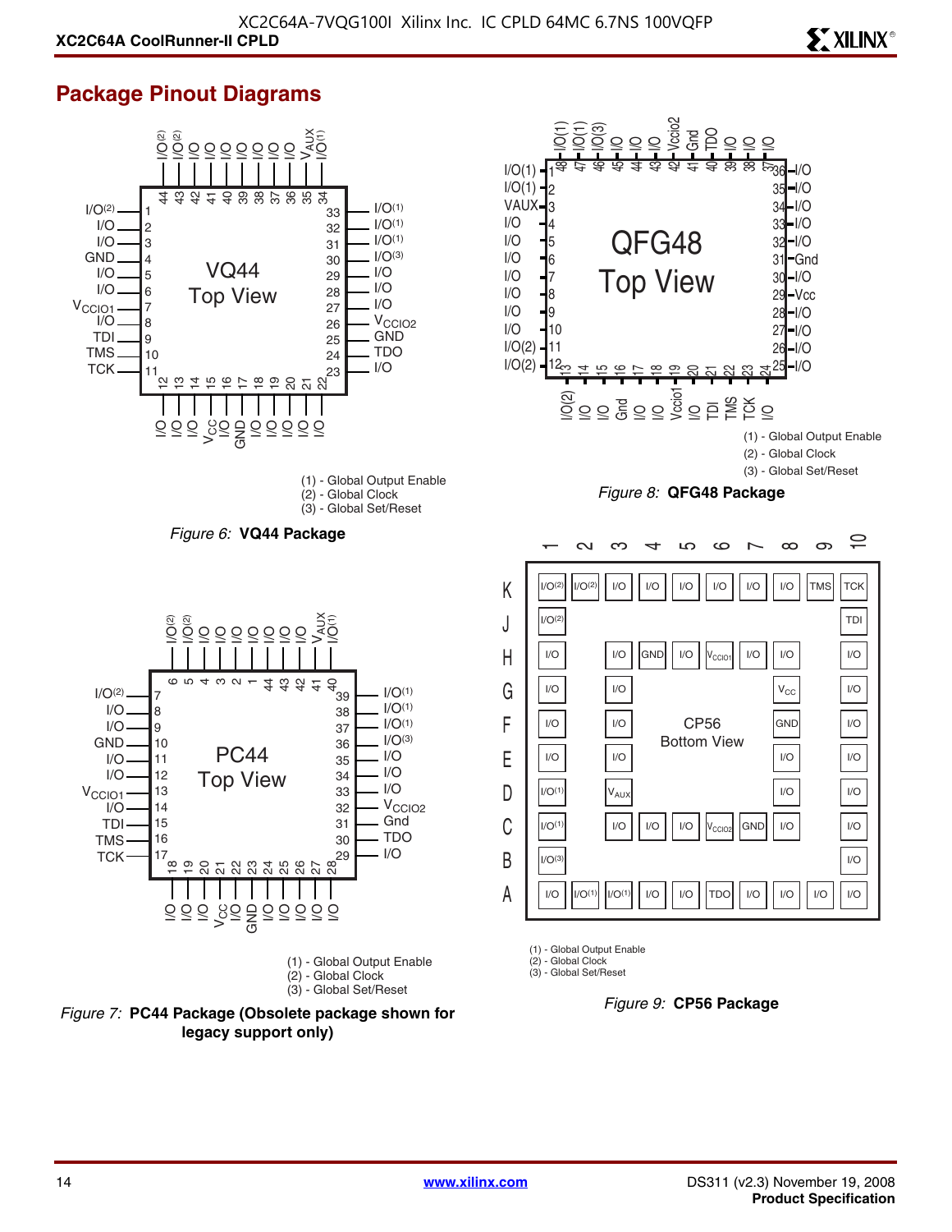## Package Pinout Diagrams

### VQ44 Top View

| Pin | Function | Pin | Function |
| --- | --- | --- | --- |
| 1 | I/O(2) | 23 | I/O |
| 2 | I/O | 24 | TDO |
| 3 | I/O | 25 | GND |
| 4 | GND | 26 | $V_{CCIO2}$ |
| 5 | I/O | 27 | I/O |
| 6 | I/O | 28 | I/O |
| 7 | $V_{CCIO1}$ | 29 | I/O |
| 8 | I/O | 30 | I/O(3) |
| 9 | TDI | 31 | I/O(1) |
| 10 | TMS | 32 | I/O(1) |
| 11 | TCK | 33 | I/O(1) |
| 12 | I/O | 34 | I/O(1) |
| 13 | I/O | 35 | $V_{AUX}$ |
| 14 | I/O | 36 | I/O |
| 15 | $V_{CC}$ | 37 | I/O |
| 16 | I/O | 38 | I/O |
| 17 | GND | 39 | I/O |
| 18 | I/O | 40 | I/O |
| 19 | I/O | 41 | I/O |
| 20 | I/O | 42 | I/O |
| 21 | I/O | 43 | I/O(2) |
| 22 | I/O | 44 | I/O(2) |

(1) - Global Output Enable
(2) - Global Clock
(3) - Global Set/Reset

*Figure 6:* **VQ44 Package**

### QFG48 Top View

| Pin | Function | Pin | Function |
| --- | --- | --- | --- |
| 1 | I/O(1) | 25 | I/O |
| 2 | I/O(1) | 26 | I/O |
| 3 | VAUX | 27 | I/O |
| 4 | I/O | 28 | I/O |
| 5 | I/O | 29 | Vcc |
| 6 | I/O | 30 | I/O |
| 7 | I/O | 31 | Gnd |
| 8 | I/O | 32 | I/O |
| 9 | I/O | 33 | I/O |
| 10 | I/O | 34 | I/O |
| 11 | I/O(2) | 35 | I/O |
| 12 | I/O(2) | 36 | I/O |
| 13 | I/O(2) | 37 | I/O |
| 14 | I/O | 38 | I/O |
| 15 | I/O | 39 | I/O |
| 16 | Gnd | 40 | TDO |
| 17 | I/O | 41 | Gnd |
| 18 | I/O | 42 | Vccio2 |
| 19 | Vccio1 | 43 | I/O |
| 20 | I/O | 44 | I/O |
| 21 | TDI | 45 | I/O |
| 22 | TMS | 46 | I/O(3) |
| 23 | TCK | 47 | I/O(1) |
| 24 | I/O | 48 | I/O(1) |

(1) - Global Output Enable
(2) - Global Clock
(3) - Global Set/Reset

*Figure 8:* **QFG48 Package**

### PC44 Top View

| Pin | Function | Pin | Function |
| --- | --- | --- | --- |
| 1 | I/O | 23 | I/O |
| 2 | I/O | 24 | I/O |
| 3 | I/O | 25 | I/O |
| 4 | I/O | 26 | I/O |
| 5 | I/O(2) | 27 | I/O |
| 6 | I/O(2) | 28 | I/O |
| 7 | I/O(2) | 29 | I/O |
| 8 | I/O | 30 | TDO |
| 9 | I/O | 31 | Gnd |
| 10 | GND | 32 | $V_{CCIO2}$ |
| 11 | I/O | 33 | I/O |
| 12 | I/O | 34 | I/O |
| 13 | $V_{CCIO1}$ | 35 | I/O |
| 14 | I/O | 36 | I/O(3) |
| 15 | TDI | 37 | I/O(1) |
| 16 | TMS | 38 | I/O(1) |
| 17 | TCK | 39 | I/O(1) |
| 18 | I/O | 40 | I/O(1) |
| 19 | I/O | 41 | $V_{AUX}$ |
| 20 | I/O | 42 | I/O |
| 21 | $V_{CC}$ | 43 | I/O |
| 22 | I/O | 44 | I/O |

(1) - Global Output Enable
(2) - Global Clock
(3) - Global Set/Reset

*Figure 7:* **PC44 Package (Obsolete package shown for legacy support only)**

### CP56 Bottom View

| | 1 | 2 | 3 | 4 | 5 | 6 | 7 | 8 | 9 | 10 |
| --- | --- | --- | --- | --- | --- | --- | --- | --- | --- | --- |
| K | I/O(2) | I/O(2) | I/O | I/O | I/O | I/O | I/O | I/O | TMS | TCK |
| J | I/O(2) | | | | | | | | | TDI |
| H | I/O | | I/O | GND | I/O | $V_{CCIO1}$ | I/O | I/O | | I/O |
| G | I/O | | I/O | | | | | $V_{CC}$ | | I/O |
| F | I/O | | I/O | | | | | GND | | I/O |
| E | I/O | | I/O | | | | | I/O | | I/O |
| D | I/O(1) | | $V_{AUX}$ | | | | | I/O | | I/O |
| C | I/O(1) | | I/O | I/O | I/O | $V_{CCIO2}$ | GND | I/O | | I/O |
| B | I/O(3) | | | | | | | | | I/O |
| A | I/O | I/O(1) | I/O(1) | I/O | I/O | TDO | I/O | I/O | I/O | I/O |

(1) - Global Output Enable
(2) - Global Clock
(3) - Global Set/Reset

*Figure 9:* **CP56 Package**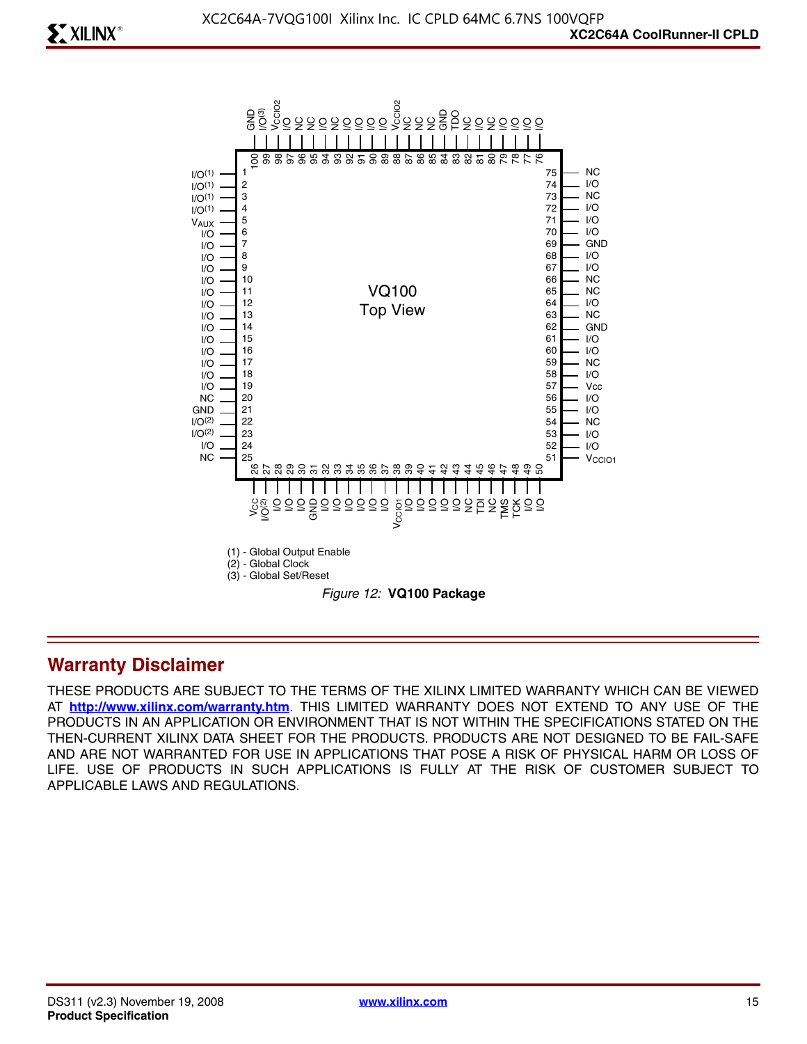| Pin | Function | Pin | Function | Pin | Function | Pin | Function |
|---|---|---|---|---|---|---|---|
| 1 | I/O(1) | 26 | $V_{CC}$ | 51 | $V_{CCIO1}$ | 76 | I/O |
| 2 | I/O(1) | 27 | I/O(2) | 52 | I/O | 77 | I/O |
| 3 | I/O(1) | 28 | I/O | 53 | I/O | 78 | I/O |
| 4 | I/O(1) | 29 | I/O | 54 | NC | 79 | I/O |
| 5 | $V_{AUX}$ | 30 | I/O | 55 | I/O | 80 | NC |
| 6 | I/O | 31 | GND | 56 | I/O | 81 | I/O |
| 7 | I/O | 32 | I/O | 57 | Vcc | 82 | NC |
| 8 | I/O | 33 | I/O | 58 | I/O | 83 | TDO |
| 9 | I/O | 34 | I/O | 59 | NC | 84 | GND |
| 10 | I/O | 35 | I/O | 60 | I/O | 85 | NC |
| 11 | I/O | 36 | I/O | 61 | I/O | 86 | NC |
| 12 | I/O | 37 | I/O | 62 | GND | 87 | NC |
| 13 | I/O | 38 | $V_{CCIO1}$ | 63 | NC | 88 | $V_{CCIO2}$ |
| 14 | I/O | 39 | I/O | 64 | I/O | 89 | I/O |
| 15 | I/O | 40 | I/O | 65 | NC | 90 | I/O |
| 16 | I/O | 41 | I/O | 66 | NC | 91 | I/O |
| 17 | I/O | 42 | I/O | 67 | I/O | 92 | I/O |
| 18 | I/O | 43 | I/O | 68 | I/O | 93 | NC |
| 19 | I/O | 44 | NC | 69 | GND | 94 | I/O |
| 20 | NC | 45 | TDI | 70 | I/O | 95 | NC |
| 21 | GND | 46 | NC | 71 | I/O | 96 | NC |
| 22 | I/O(2) | 47 | TMS | 72 | I/O | 97 | I/O |
| 23 | I/O(2) | 48 | TCK | 73 | NC | 98 | $V_{CCIO2}$ |
| 24 | I/O | 49 | I/O | 74 | I/O | 99 | I/O(3) |
| 25 | NC | 50 | I/O | 75 | NC | 100 | GND |

VQ100 Top View

(1) - Global Output Enable
(2) - Global Clock
(3) - Global Set/Reset

*Figure 12:* **VQ100 Package**

## Warranty Disclaimer

THESE PRODUCTS ARE SUBJECT TO THE TERMS OF THE XILINX LIMITED WARRANTY WHICH CAN BE VIEWED AT **http://www.xilinx.com/warranty.htm**. THIS LIMITED WARRANTY DOES NOT EXTEND TO ANY USE OF THE PRODUCTS IN AN APPLICATION OR ENVIRONMENT THAT IS NOT WITHIN THE SPECIFICATIONS STATED ON THE THEN-CURRENT XILINX DATA SHEET FOR THE PRODUCTS. PRODUCTS ARE NOT DESIGNED TO BE FAIL-SAFE AND ARE NOT WARRANTED FOR USE IN APPLICATIONS THAT POSE A RISK OF PHYSICAL HARM OR LOSS OF LIFE. USE OF PRODUCTS IN SUCH APPLICATIONS IS FULLY AT THE RISK OF CUSTOMER SUBJECT TO APPLICABLE LAWS AND REGULATIONS.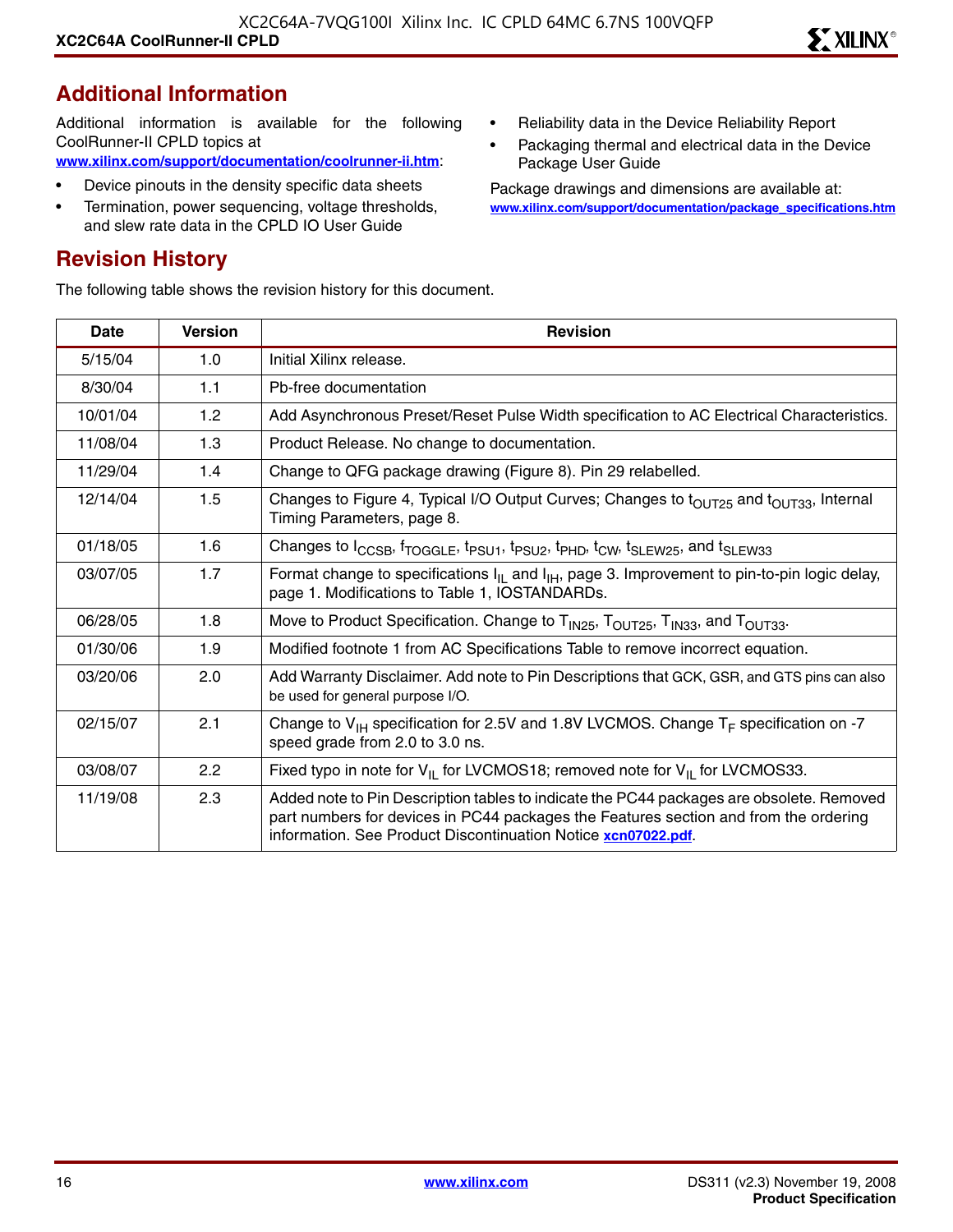## Additional Information

Additional information is available for the following CoolRunner-II CPLD topics at www.xilinx.com/support/documentation/coolrunner-ii.htm:

- Device pinouts in the density specific data sheets
- Termination, power sequencing, voltage thresholds, and slew rate data in the CPLD IO User Guide
- Reliability data in the Device Reliability Report
- Packaging thermal and electrical data in the Device Package User Guide

Package drawings and dimensions are available at: www.xilinx.com/support/documentation/package_specifications.htm

## Revision History

The following table shows the revision history for this document.

| Date | Version | Revision |
|---|---|---|
| 5/15/04 | 1.0 | Initial Xilinx release. |
| 8/30/04 | 1.1 | Pb-free documentation |
| 10/01/04 | 1.2 | Add Asynchronous Preset/Reset Pulse Width specification to AC Electrical Characteristics. |
| 11/08/04 | 1.3 | Product Release. No change to documentation. |
| 11/29/04 | 1.4 | Change to QFG package drawing (Figure 8). Pin 29 relabelled. |
| 12/14/04 | 1.5 | Changes to Figure 4, Typical I/O Output Curves; Changes to $t_{OUT25}$ and $t_{OUT33}$, Internal Timing Parameters, page 8. |
| 01/18/05 | 1.6 | Changes to $I_{CCSB}$, $f_{TOGGLE}$, $t_{PSU1}$, $t_{PSU2}$, $t_{PHD}$, $t_{CW}$, $t_{SLEW25}$, and $t_{SLEW33}$ |
| 03/07/05 | 1.7 | Format change to specifications $I_{IL}$ and $I_{IH}$, page 3. Improvement to pin-to-pin logic delay, page 1. Modifications to Table 1, IOSTANDARDs. |
| 06/28/05 | 1.8 | Move to Product Specification. Change to $T_{IN25}$, $T_{OUT25}$, $T_{IN33}$, and $T_{OUT33}$. |
| 01/30/06 | 1.9 | Modified footnote 1 from AC Specifications Table to remove incorrect equation. |
| 03/20/06 | 2.0 | Add Warranty Disclaimer. Add note to Pin Descriptions that GCK, GSR, and GTS pins can also be used for general purpose I/O. |
| 02/15/07 | 2.1 | Change to $V_{IH}$ specification for 2.5V and 1.8V LVCMOS. Change $T_F$ specification on -7 speed grade from 2.0 to 3.0 ns. |
| 03/08/07 | 2.2 | Fixed typo in note for $V_{IL}$ for LVCMOS18; removed note for $V_{IL}$ for LVCMOS33. |
| 11/19/08 | 2.3 | Added note to Pin Description tables to indicate the PC44 packages are obsolete. Removed part numbers for devices in PC44 packages the Features section and from the ordering information. See Product Discontinuation Notice xcn07022.pdf. |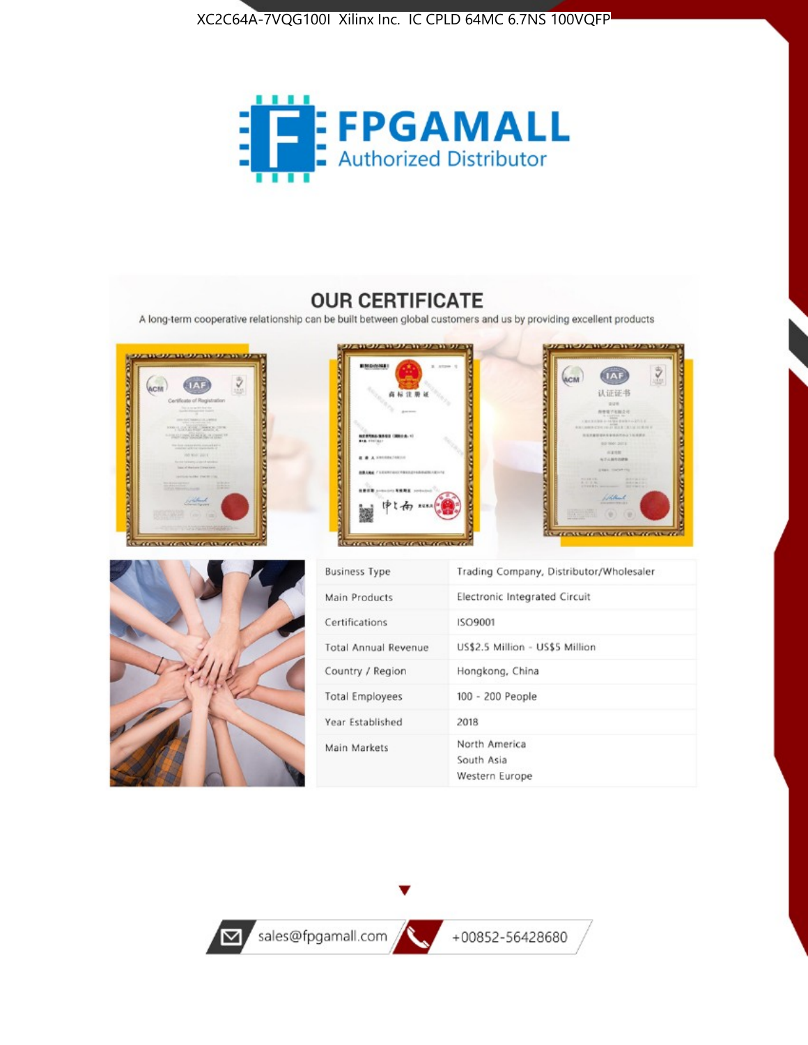FPGAMALL

Authorized Distributor

## OUR CERTIFICATE

A long-term cooperative relationship can be built between global customers and us by providing excellent products

| | |
|---|---|
| Business Type | Trading Company, Distributor/Wholesaler |
| Main Products | Electronic Integrated Circuit |
| Certifications | ISO9001 |
| Total Annual Revenue | US$2.5 Million - US$5 Million |
| Country / Region | Hongkong, China |
| Total Employees | 100 - 200 People |
| Year Established | 2018 |
| Main Markets | North America<br>South Asia<br>Western Europe |

sales@fpgamall.com

+00852-56428680